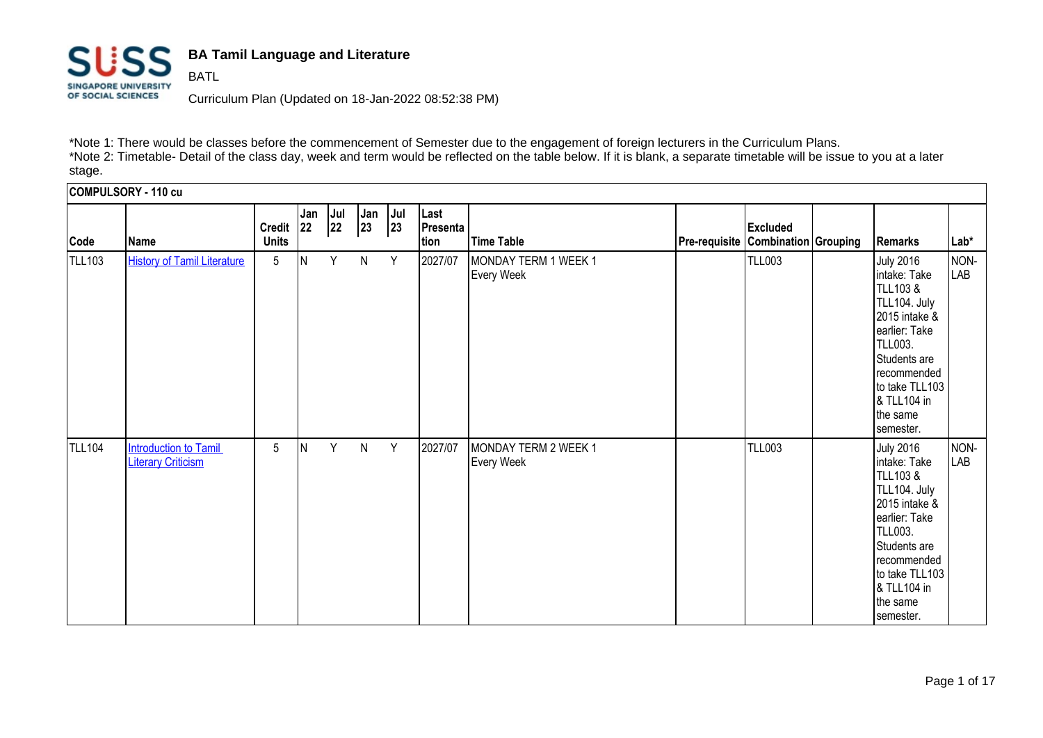## BA Tamil Language and Literature

BATL

Curriculum Plan (Updated on 18-Jan-2022 08:52:38 PM)

*Note 1: There would be classes before the commencement of Semester due to the engagement of foreign lecturers in the Curriculum Plans.
*Note 2: Timetable- Detail of the class day, week and term would be reflected on the table below. If it is blank, a separate timetable will be issue to you at a later stage.

**COMPULSORY - 110 cu**

| Code | Name | Credit Units | Jan 22 | Jul 22 | Jan 23 | Jul 23 | Last Presentation | Time Table | Pre-requisite | Excluded Combination | Grouping | Remarks | Lab* |
|---|---|---|---|---|---|---|---|---|---|---|---|---|---|
| TLL103 | History of Tamil Literature | 5 | N | Y | N | Y | 2027/07 | MONDAY TERM 1 WEEK 1 Every Week | | TLL003 | | July 2016 intake: Take TLL103 & TLL104. July 2015 intake & earlier: Take TLL003. Students are recommended to take TLL103 & TLL104 in the same semester. | NON-LAB |
| TLL104 | Introduction to Tamil Literary Criticism | 5 | N | Y | N | Y | 2027/07 | MONDAY TERM 2 WEEK 1 Every Week | | TLL003 | | July 2016 intake: Take TLL103 & TLL104. July 2015 intake & earlier: Take TLL003. Students are recommended to take TLL103 & TLL104 in the same semester. | NON-LAB |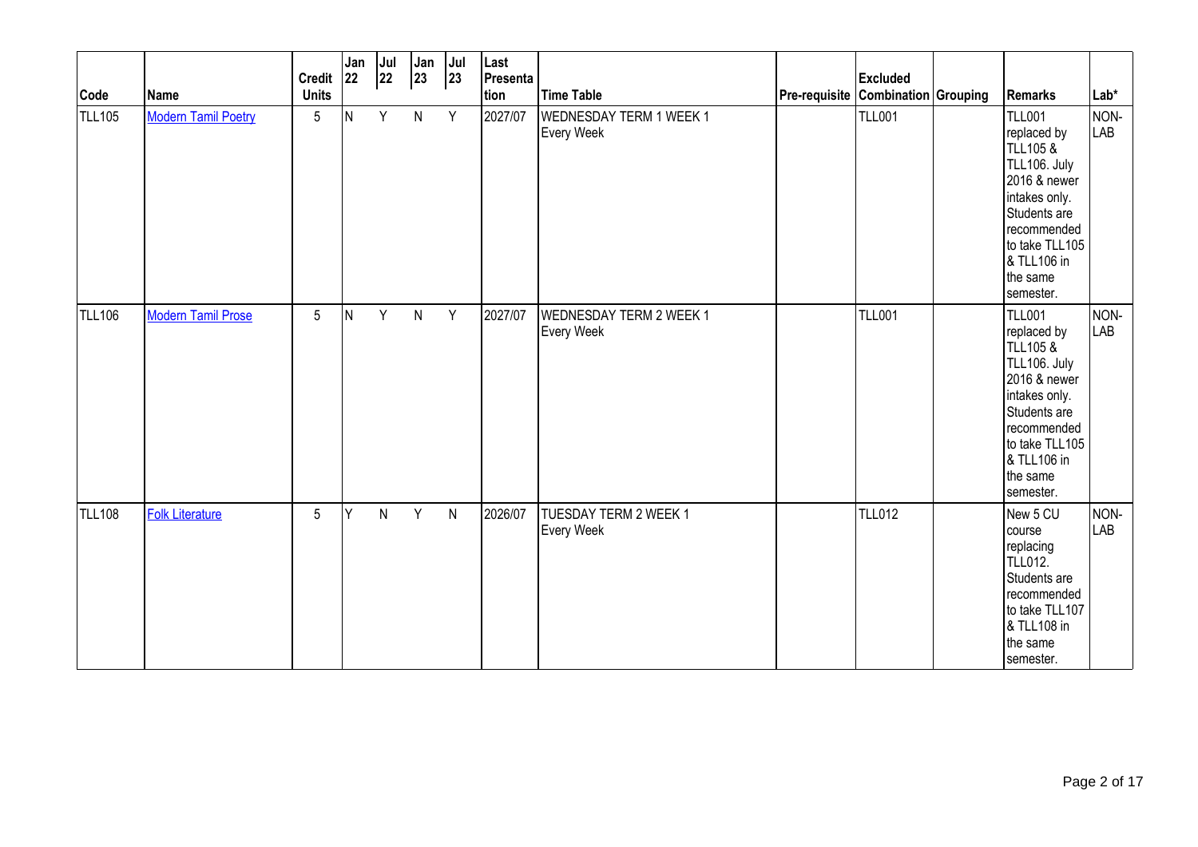| Code | Name | Credit Units | Jan 22 | Jul 22 | Jan 23 | Jul 23 | Last Presentation | Time Table | Pre-requisite | Excluded Combination | Grouping | Remarks | Lab* |
|---|---|---|---|---|---|---|---|---|---|---|---|---|---|
| TLL105 | Modern Tamil Poetry | 5 | N | Y | N | Y | 2027/07 | WEDNESDAY TERM 1 WEEK 1 Every Week | | TLL001 | | TLL001 replaced by TLL105 & TLL106. July 2016 & newer intakes only. Students are recommended to take TLL105 & TLL106 in the same semester. | NON-LAB |
| TLL106 | Modern Tamil Prose | 5 | N | Y | N | Y | 2027/07 | WEDNESDAY TERM 2 WEEK 1 Every Week | | TLL001 | | TLL001 replaced by TLL105 & TLL106. July 2016 & newer intakes only. Students are recommended to take TLL105 & TLL106 in the same semester. | NON-LAB |
| TLL108 | Folk Literature | 5 | Y | N | Y | N | 2026/07 | TUESDAY TERM 2 WEEK 1 Every Week | | TLL012 | | New 5 CU course replacing TLL012. Students are recommended to take TLL107 & TLL108 in the same semester. | NON-LAB |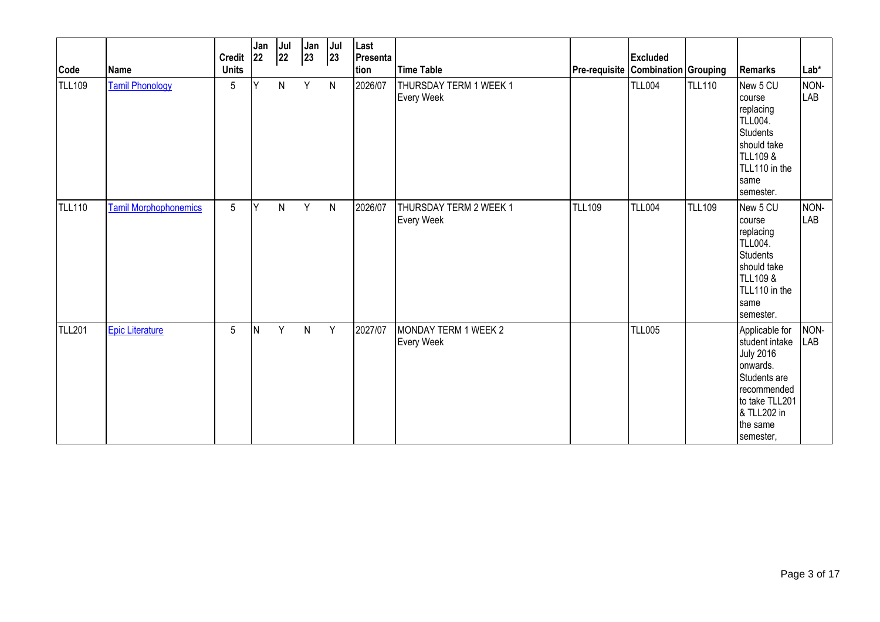| Code | Name | Credit Units | Jan 22 | Jul 22 | Jan 23 | Jul 23 | Last Presentation | Time Table | Pre-requisite | Excluded Combination | Grouping | Remarks | Lab* |
|---|---|---|---|---|---|---|---|---|---|---|---|---|---|
| TLL109 | Tamil Phonology | 5 | Y | N | Y | N | 2026/07 | THURSDAY TERM 1 WEEK 1 Every Week | | TLL004 | TLL110 | New 5 CU course replacing TLL004. Students should take TLL109 & TLL110 in the same semester. | NON-LAB |
| TLL110 | Tamil Morphophonemics | 5 | Y | N | Y | N | 2026/07 | THURSDAY TERM 2 WEEK 1 Every Week | TLL109 | TLL004 | TLL109 | New 5 CU course replacing TLL004. Students should take TLL109 & TLL110 in the same semester. | NON-LAB |
| TLL201 | Epic Literature | 5 | N | Y | N | Y | 2027/07 | MONDAY TERM 1 WEEK 2 Every Week | | TLL005 | | Applicable for student intake July 2016 onwards. Students are recommended to take TLL201 & TLL202 in the same semester, | NON-LAB |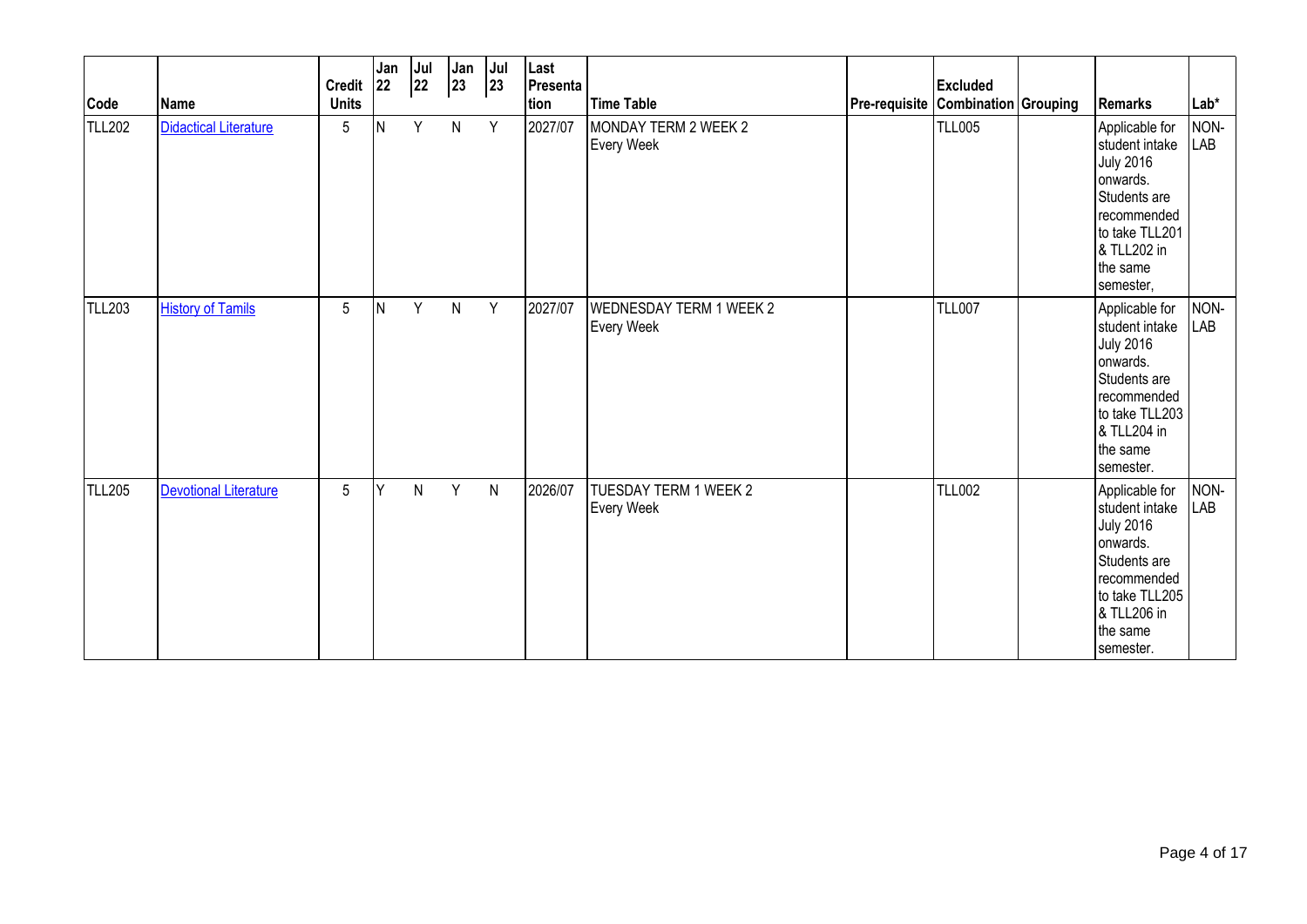| Code | Name | Credit Units | Jan 22 | Jul 22 | Jan 23 | Jul 23 | Last Presentation | Time Table | Pre-requisite | Excluded Combination | Grouping | Remarks | Lab* |
|---|---|---|---|---|---|---|---|---|---|---|---|---|---|
| TLL202 | Didactical Literature | 5 | N | Y | N | Y | 2027/07 | MONDAY TERM 2 WEEK 2 Every Week | | TLL005 | | Applicable for student intake July 2016 onwards. Students are recommended to take TLL201 & TLL202 in the same semester, | NON-LAB |
| TLL203 | History of Tamils | 5 | N | Y | N | Y | 2027/07 | WEDNESDAY TERM 1 WEEK 2 Every Week | | TLL007 | | Applicable for student intake July 2016 onwards. Students are recommended to take TLL203 & TLL204 in the same semester. | NON-LAB |
| TLL205 | Devotional Literature | 5 | Y | N | Y | N | 2026/07 | TUESDAY TERM 1 WEEK 2 Every Week | | TLL002 | | Applicable for student intake July 2016 onwards. Students are recommended to take TLL205 & TLL206 in the same semester. | NON-LAB |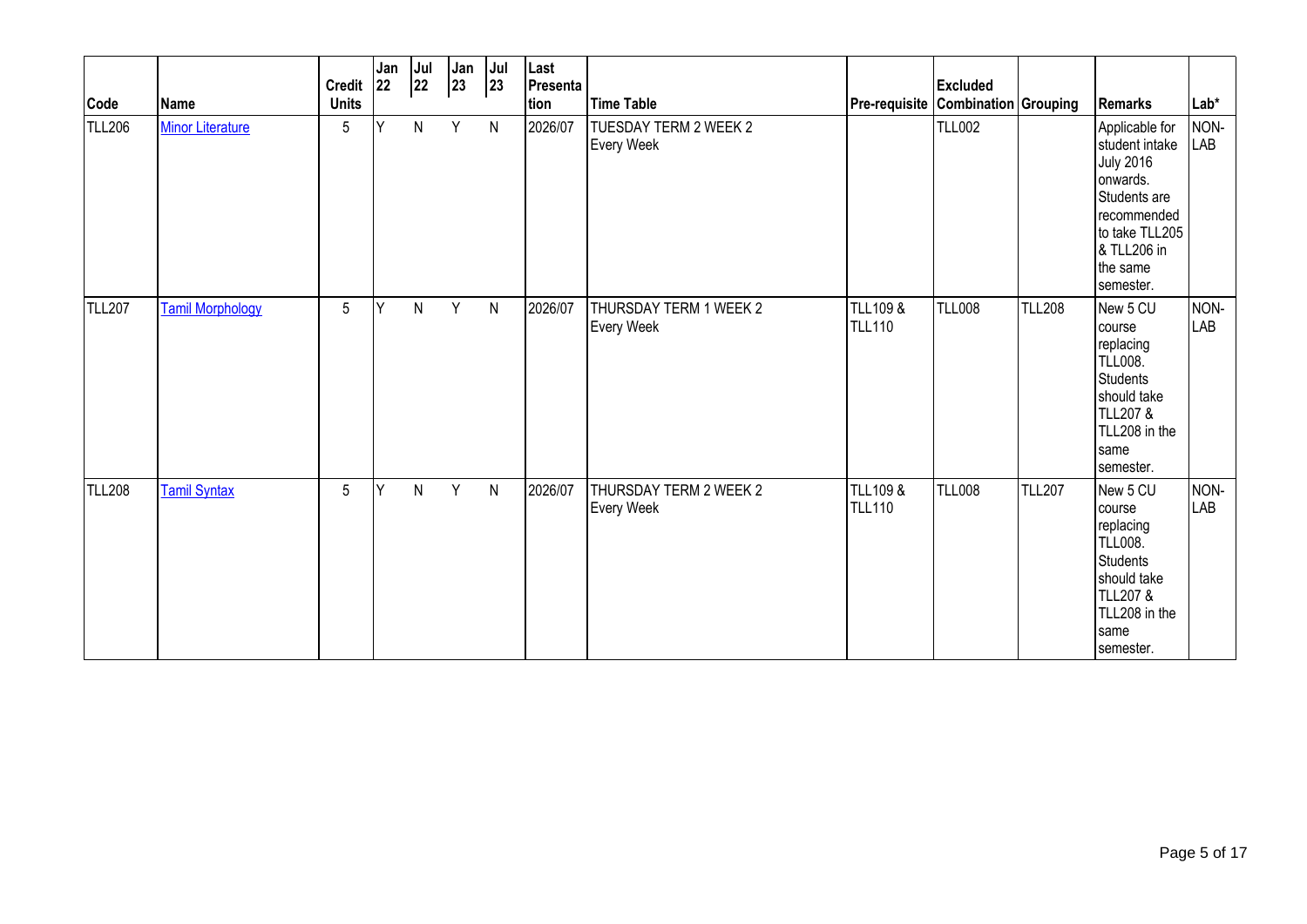| Code | Name | Credit Units | Jan 22 | Jul 22 | Jan 23 | Jul 23 | Last Presentation | Time Table | Pre-requisite | Excluded Combination | Grouping | Remarks | Lab* |
|---|---|---|---|---|---|---|---|---|---|---|---|---|---|
| TLL206 | Minor Literature | 5 | Y | N | Y | N | 2026/07 | TUESDAY TERM 2 WEEK 2 Every Week | | TLL002 | | Applicable for student intake July 2016 onwards. Students are recommended to take TLL205 & TLL206 in the same semester. | NON-LAB |
| TLL207 | Tamil Morphology | 5 | Y | N | Y | N | 2026/07 | THURSDAY TERM 1 WEEK 2 Every Week | TLL109 & TLL110 | TLL008 | TLL208 | New 5 CU course replacing TLL008. Students should take TLL207 & TLL208 in the same semester. | NON-LAB |
| TLL208 | Tamil Syntax | 5 | Y | N | Y | N | 2026/07 | THURSDAY TERM 2 WEEK 2 Every Week | TLL109 & TLL110 | TLL008 | TLL207 | New 5 CU course replacing TLL008. Students should take TLL207 & TLL208 in the same semester. | NON-LAB |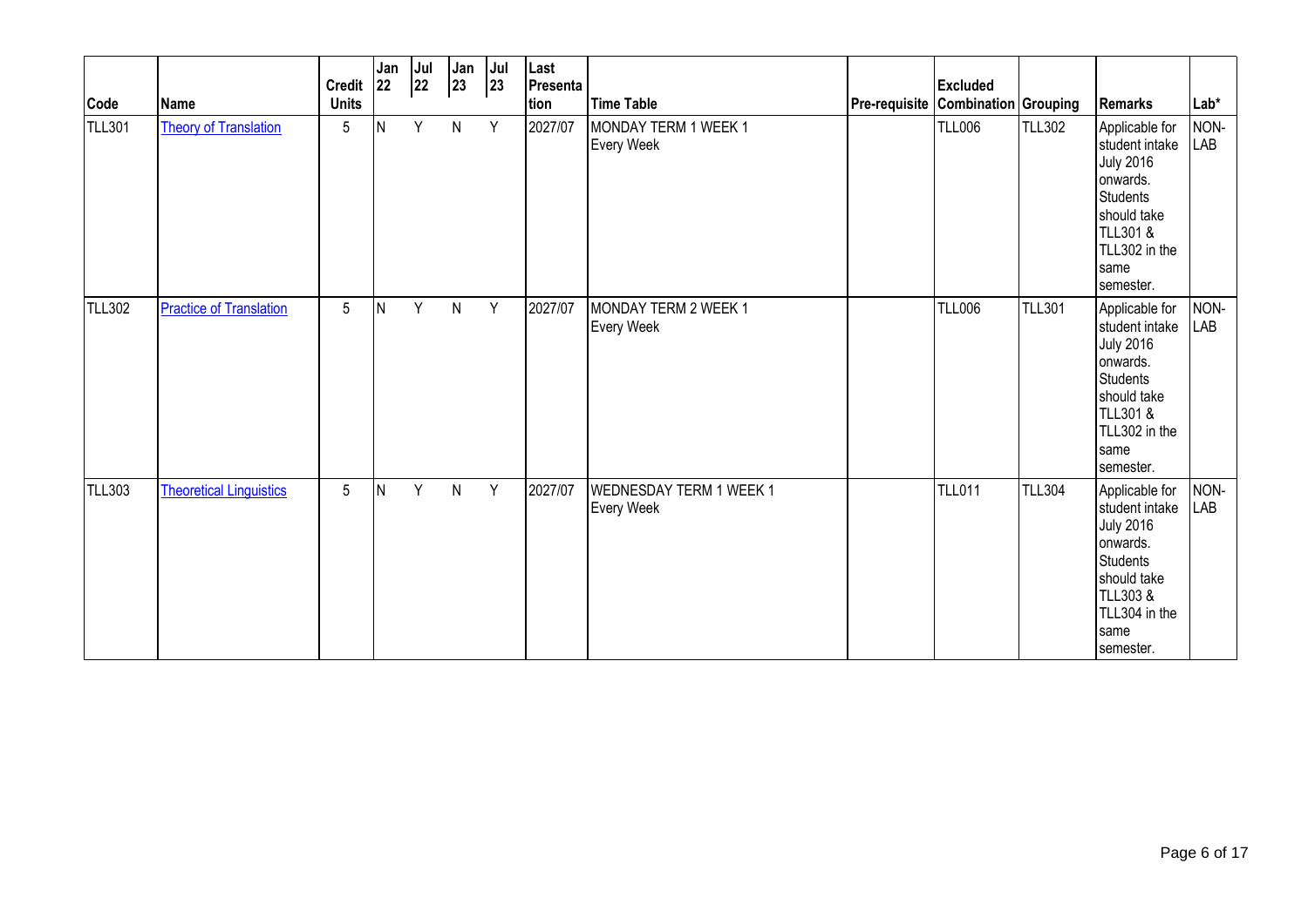| Code | Name | Credit Units | Jan 22 | Jul 22 | Jan 23 | Jul 23 | Last Presentation | Time Table | Pre-requisite | Excluded Combination | Grouping | Remarks | Lab* |
|---|---|---|---|---|---|---|---|---|---|---|---|---|---|
| TLL301 | Theory of Translation | 5 | N | Y | N | Y | 2027/07 | MONDAY TERM 1 WEEK 1 Every Week | | TLL006 | TLL302 | Applicable for student intake July 2016 onwards. Students should take TLL301 & TLL302 in the same semester. | NON-LAB |
| TLL302 | Practice of Translation | 5 | N | Y | N | Y | 2027/07 | MONDAY TERM 2 WEEK 1 Every Week | | TLL006 | TLL301 | Applicable for student intake July 2016 onwards. Students should take TLL301 & TLL302 in the same semester. | NON-LAB |
| TLL303 | Theoretical Linguistics | 5 | N | Y | N | Y | 2027/07 | WEDNESDAY TERM 1 WEEK 1 Every Week | | TLL011 | TLL304 | Applicable for student intake July 2016 onwards. Students should take TLL303 & TLL304 in the same semester. | NON-LAB |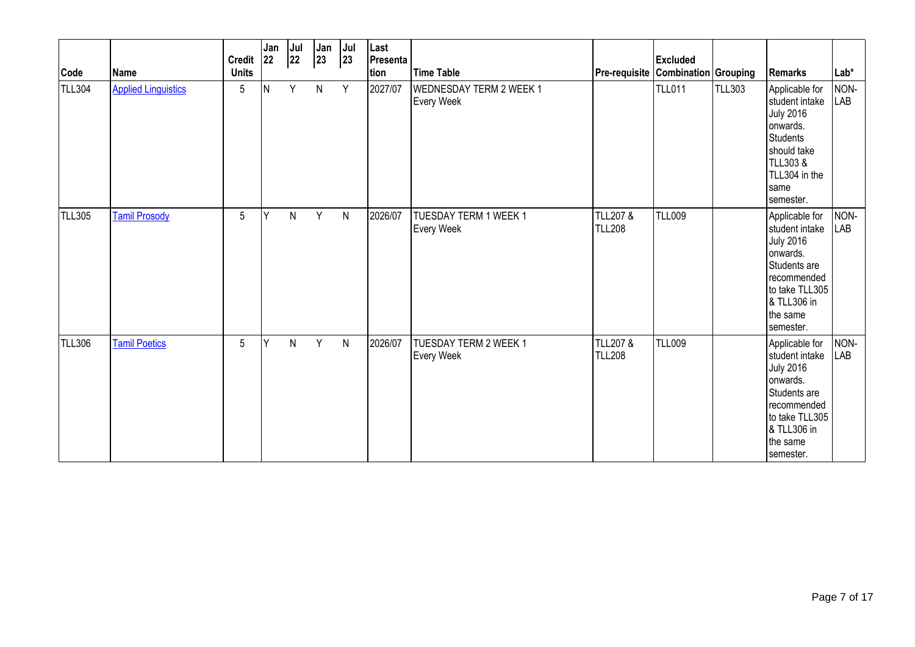| Code | Name | Credit Units | Jan 22 | Jul 22 | Jan 23 | Jul 23 | Last Presentation | Time Table | Pre-requisite | Excluded Combination | Grouping | Remarks | Lab* |
|---|---|---|---|---|---|---|---|---|---|---|---|---|---|
| TLL304 | Applied Linguistics | 5 | N | Y | N | Y | 2027/07 | WEDNESDAY TERM 2 WEEK 1 Every Week | | TLL011 | TLL303 | Applicable for student intake July 2016 onwards. Students should take TLL303 & TLL304 in the same semester. | NON-LAB |
| TLL305 | Tamil Prosody | 5 | Y | N | Y | N | 2026/07 | TUESDAY TERM 1 WEEK 1 Every Week | TLL207 & TLL208 | TLL009 | | Applicable for student intake July 2016 onwards. Students are recommended to take TLL305 & TLL306 in the same semester. | NON-LAB |
| TLL306 | Tamil Poetics | 5 | Y | N | Y | N | 2026/07 | TUESDAY TERM 2 WEEK 1 Every Week | TLL207 & TLL208 | TLL009 | | Applicable for student intake July 2016 onwards. Students are recommended to take TLL305 & TLL306 in the same semester. | NON-LAB |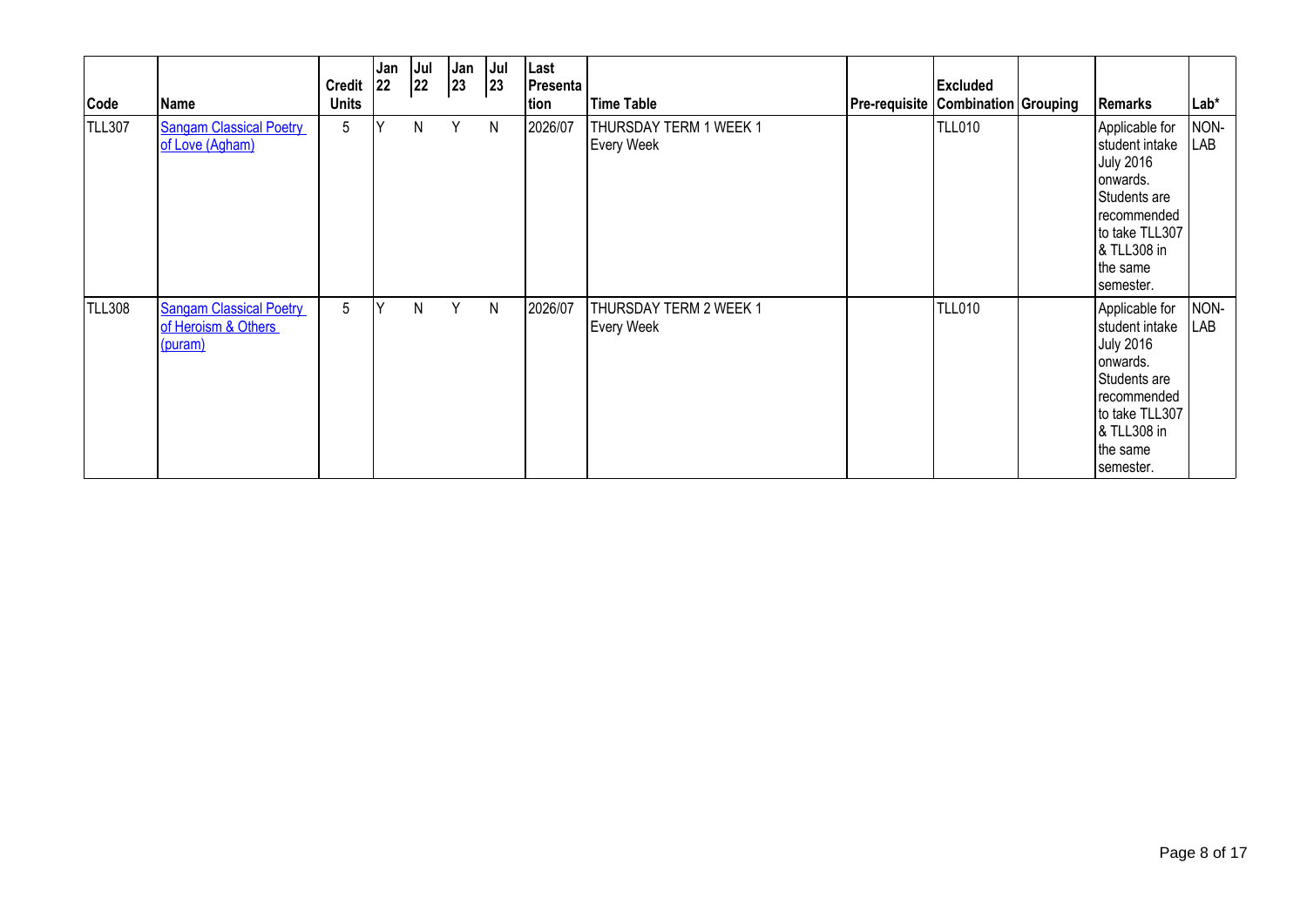| Code | Name | Credit Units | Jan 22 | Jul 22 | Jan 23 | Jul 23 | Last Presentation | Time Table | Pre-requisite | Excluded Combination | Grouping | Remarks | Lab* |
|---|---|---|---|---|---|---|---|---|---|---|---|---|---|
| TLL307 | Sangam Classical Poetry of Love (Agham) | 5 | Y | N | Y | N | 2026/07 | THURSDAY TERM 1 WEEK 1 Every Week | | TLL010 | | Applicable for student intake July 2016 onwards. Students are recommended to take TLL307 & TLL308 in the same semester. | NON-LAB |
| TLL308 | Sangam Classical Poetry of Heroism & Others (puram) | 5 | Y | N | Y | N | 2026/07 | THURSDAY TERM 2 WEEK 1 Every Week | | TLL010 | | Applicable for student intake July 2016 onwards. Students are recommended to take TLL307 & TLL308 in the same semester. | NON-LAB |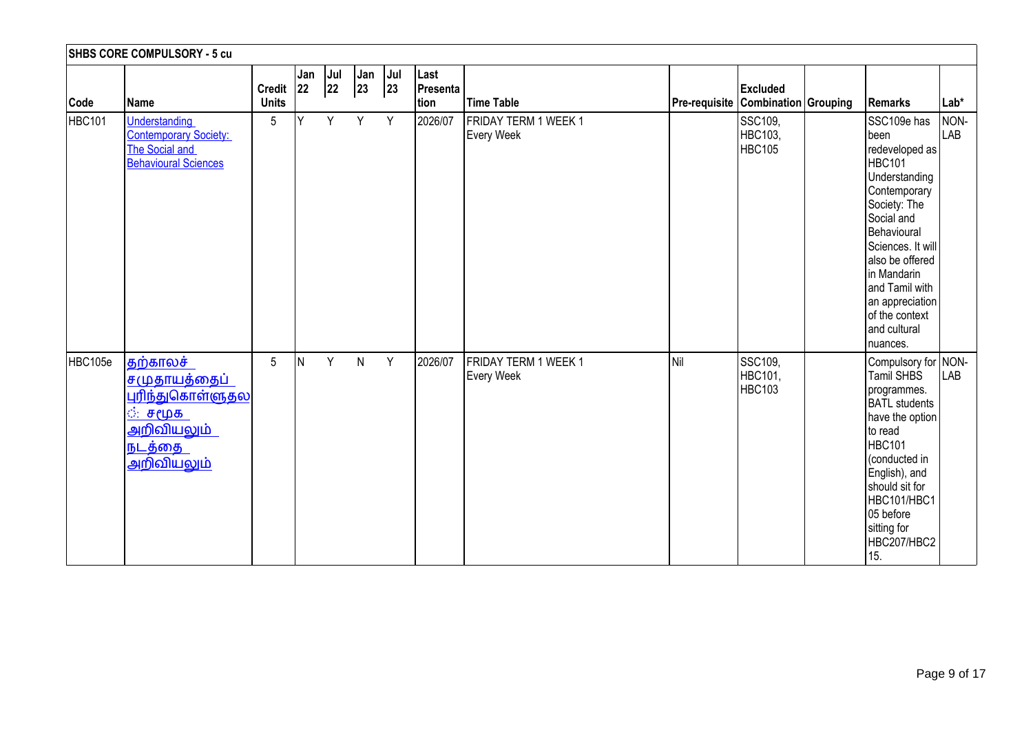| SHBS CORE COMPULSORY - 5 cu | | | | | | | | | | | | | |
|---|---|---|---|---|---|---|---|---|---|---|---|---|---|
| Code | Name | Credit Units | Jan 22 | Jul 22 | Jan 23 | Jul 23 | Last Presentation | Time Table | Pre-requisite | Excluded Combination | Grouping | Remarks | Lab* |
| HBC101 | Understanding Contemporary Society: The Social and Behavioural Sciences | 5 | Y | Y | Y | Y | 2026/07 | FRIDAY TERM 1 WEEK 1 Every Week | | SSC109, HBC103, HBC105 | | SSC109e has been redeveloped as HBC101 Understanding Contemporary Society: The Social and Behavioural Sciences. It will also be offered in Mandarin and Tamil with an appreciation of the context and cultural nuances. | NON-LAB |
| HBC105e | தற்காலச் சமுதாயத்தைப் புரிந்துகொள்ளுதல்: சமூக அறிவியலும் நடத்தை அறிவியலும் | 5 | N | Y | N | Y | 2026/07 | FRIDAY TERM 1 WEEK 1 Every Week | Nil | SSC109, HBC101, HBC103 | | Compulsory for Tamil SHBS programmes. BATL students have the option to read HBC101 (conducted in English), and should sit for HBC101/HBC105 before sitting for HBC207/HBC215. | NON-LAB |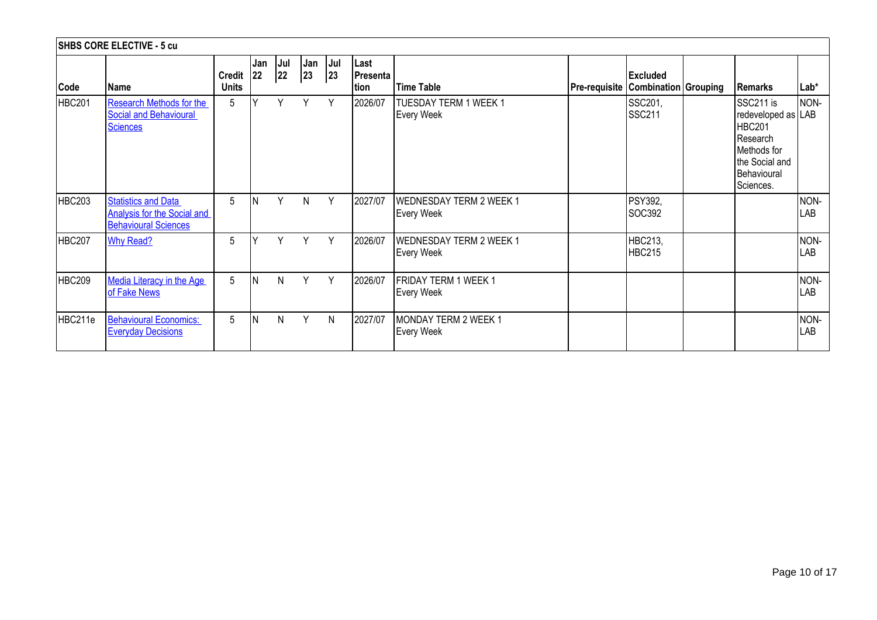| SHBS CORE ELECTIVE - 5 cu | | | | | | | | | | | | | |
|---|---|---|---|---|---|---|---|---|---|---|---|---|---|
| Code | Name | Credit Units | Jan 22 | Jul 22 | Jan 23 | Jul 23 | Last Presentation | Time Table | Pre-requisite | Excluded Combination | Grouping | Remarks | Lab* |
| HBC201 | Research Methods for the Social and Behavioural Sciences | 5 | Y | Y | Y | Y | 2026/07 | TUESDAY TERM 1 WEEK 1 Every Week | | SSC201, SSC211 | | SSC211 is redeveloped as HBC201 Research Methods for the Social and Behavioural Sciences. | NON-LAB |
| HBC203 | Statistics and Data Analysis for the Social and Behavioural Sciences | 5 | N | Y | N | Y | 2027/07 | WEDNESDAY TERM 2 WEEK 1 Every Week | | PSY392, SOC392 | | | NON-LAB |
| HBC207 | Why Read? | 5 | Y | Y | Y | Y | 2026/07 | WEDNESDAY TERM 2 WEEK 1 Every Week | | HBC213, HBC215 | | | NON-LAB |
| HBC209 | Media Literacy in the Age of Fake News | 5 | N | N | Y | Y | 2026/07 | FRIDAY TERM 1 WEEK 1 Every Week | | | | | NON-LAB |
| HBC211e | Behavioural Economics: Everyday Decisions | 5 | N | N | Y | N | 2027/07 | MONDAY TERM 2 WEEK 1 Every Week | | | | | NON-LAB |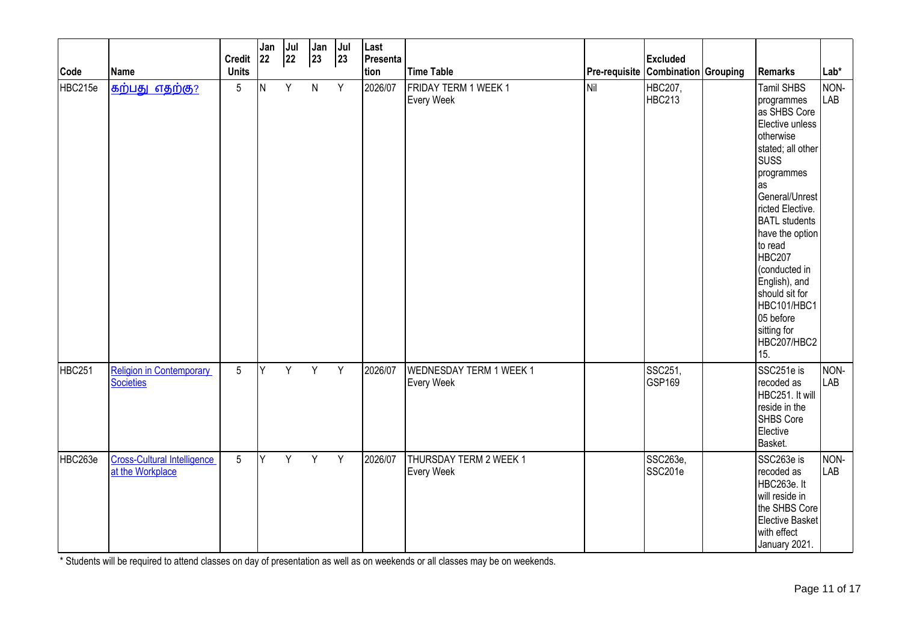| Code | Name | Credit Units | Jan 22 | Jul 22 | Jan 23 | Jul 23 | Last Presentation | Time Table | Pre-requisite | Excluded Combination | Grouping | Remarks | Lab* |
|---|---|---|---|---|---|---|---|---|---|---|---|---|---|
| HBC215e | கற்பது எதற்கு? | 5 | N | Y | N | Y | 2026/07 | FRIDAY TERM 1 WEEK 1 Every Week | Nil | HBC207, HBC213 | | Tamil SHBS programmes as SHBS Core Elective unless otherwise stated; all other SUSS programmes as General/Unrestricted Elective. BATL students have the option to read HBC207 (conducted in English), and should sit for HBC101/HBC105 before sitting for HBC207/HBC215. | NON-LAB |
| HBC251 | Religion in Contemporary Societies | 5 | Y | Y | Y | Y | 2026/07 | WEDNESDAY TERM 1 WEEK 1 Every Week | | SSC251, GSP169 | | SSC251e is recoded as HBC251. It will reside in the SHBS Core Elective Basket. | NON-LAB |
| HBC263e | Cross-Cultural Intelligence at the Workplace | 5 | Y | Y | Y | Y | 2026/07 | THURSDAY TERM 2 WEEK 1 Every Week | | SSC263e, SSC201e | | SSC263e is recoded as HBC263e. It will reside in the SHBS Core Elective Basket with effect January 2021. | NON-LAB |

* Students will be required to attend classes on day of presentation as well as on weekends or all classes may be on weekends.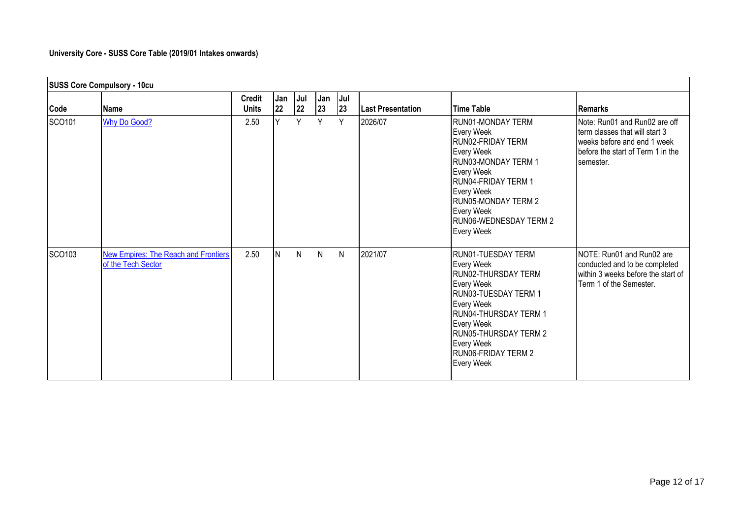**University Core - SUSS Core Table (2019/01 Intakes onwards)**

| SUSS Core Compulsory - 10cu | | | | | | | | | |
|---|---|---|---|---|---|---|---|---|---|
| **Code** | **Name** | **Credit Units** | **Jan 22** | **Jul 22** | **Jan 23** | **Jul 23** | **Last Presentation** | **Time Table** | **Remarks** |
| SCO101 | Why Do Good? | 2.50 | Y | Y | Y | Y | 2026/07 | RUN01-MONDAY TERM<br>Every Week<br>RUN02-FRIDAY TERM<br>Every Week<br>RUN03-MONDAY TERM 1<br>Every Week<br>RUN04-FRIDAY TERM 1<br>Every Week<br>RUN05-MONDAY TERM 2<br>Every Week<br>RUN06-WEDNESDAY TERM 2<br>Every Week | Note: Run01 and Run02 are off term classes that will start 3 weeks before and end 1 week before the start of Term 1 in the semester. |
| SCO103 | New Empires: The Reach and Frontiers of the Tech Sector | 2.50 | N | N | N | N | 2021/07 | RUN01-TUESDAY TERM<br>Every Week<br>RUN02-THURSDAY TERM<br>Every Week<br>RUN03-TUESDAY TERM 1<br>Every Week<br>RUN04-THURSDAY TERM 1<br>Every Week<br>RUN05-THURSDAY TERM 2<br>Every Week<br>RUN06-FRIDAY TERM 2<br>Every Week | NOTE: Run01 and Run02 are conducted and to be completed within 3 weeks before the start of Term 1 of the Semester. |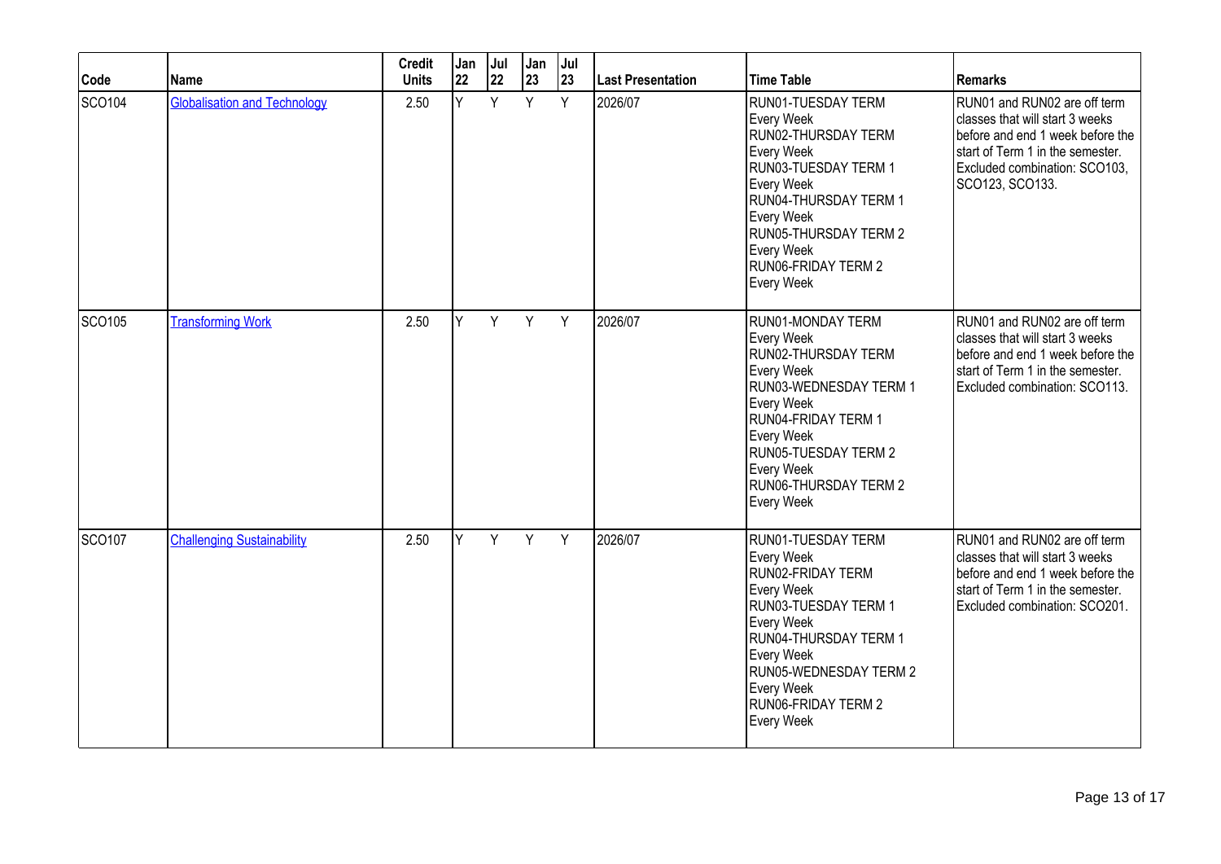| Code | Name | Credit Units | Jan 22 | Jul 22 | Jan 23 | Jul 23 | Last Presentation | Time Table | Remarks |
|---|---|---|---|---|---|---|---|---|---|
| SCO104 | Globalisation and Technology | 2.50 | Y | Y | Y | Y | 2026/07 | RUN01-TUESDAY TERM Every Week RUN02-THURSDAY TERM Every Week RUN03-TUESDAY TERM 1 Every Week RUN04-THURSDAY TERM 1 Every Week RUN05-THURSDAY TERM 2 Every Week RUN06-FRIDAY TERM 2 Every Week | RUN01 and RUN02 are off term classes that will start 3 weeks before and end 1 week before the start of Term 1 in the semester. Excluded combination: SCO103, SCO123, SCO133. |
| SCO105 | Transforming Work | 2.50 | Y | Y | Y | Y | 2026/07 | RUN01-MONDAY TERM Every Week RUN02-THURSDAY TERM Every Week RUN03-WEDNESDAY TERM 1 Every Week RUN04-FRIDAY TERM 1 Every Week RUN05-TUESDAY TERM 2 Every Week RUN06-THURSDAY TERM 2 Every Week | RUN01 and RUN02 are off term classes that will start 3 weeks before and end 1 week before the start of Term 1 in the semester. Excluded combination: SCO113. |
| SCO107 | Challenging Sustainability | 2.50 | Y | Y | Y | Y | 2026/07 | RUN01-TUESDAY TERM Every Week RUN02-FRIDAY TERM Every Week RUN03-TUESDAY TERM 1 Every Week RUN04-THURSDAY TERM 1 Every Week RUN05-WEDNESDAY TERM 2 Every Week RUN06-FRIDAY TERM 2 Every Week | RUN01 and RUN02 are off term classes that will start 3 weeks before and end 1 week before the start of Term 1 in the semester. Excluded combination: SCO201. |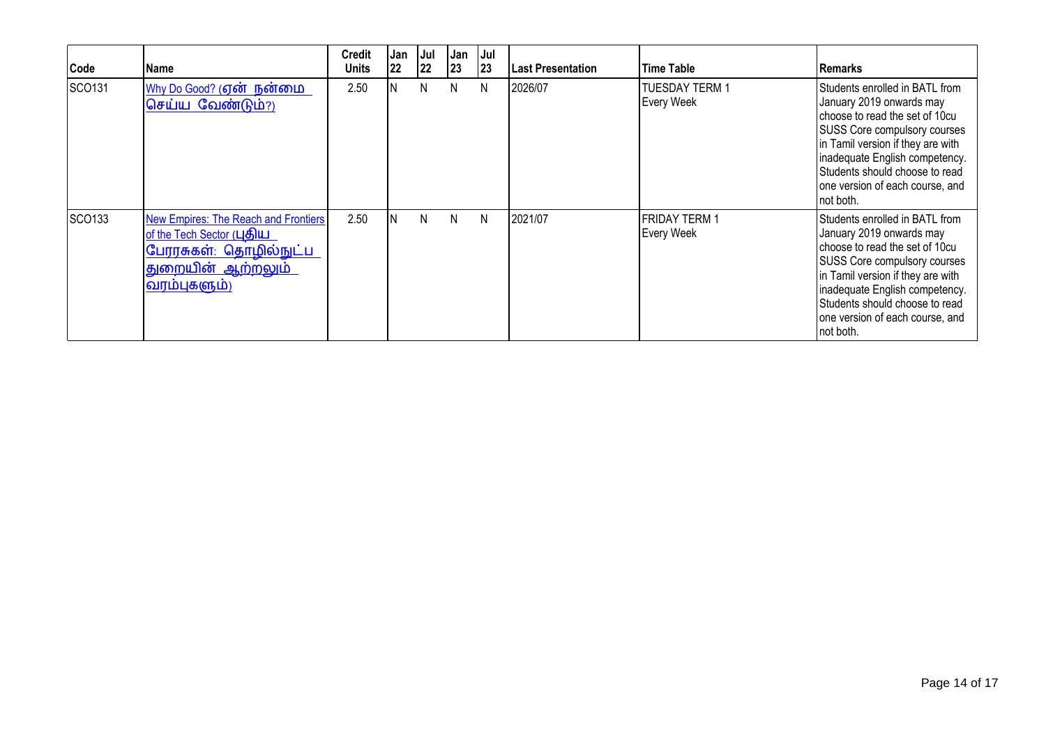| Code | Name | Credit Units | Jan 22 | Jul 22 | Jan 23 | Jul 23 | Last Presentation | Time Table | Remarks |
|---|---|---|---|---|---|---|---|---|---|
| SCO131 | Why Do Good? (ஏன் நன்மை செய்ய வேண்டும்?) | 2.50 | N | N | N | N | 2026/07 | TUESDAY TERM 1 Every Week | Students enrolled in BATL from January 2019 onwards may choose to read the set of 10cu SUSS Core compulsory courses in Tamil version if they are with inadequate English competency. Students should choose to read one version of each course, and not both. |
| SCO133 | New Empires: The Reach and Frontiers of the Tech Sector (புதிய பேரரசுகள்: தொழில்நுட்ப துறையின் ஆற்றலும் வரம்புகளும்) | 2.50 | N | N | N | N | 2021/07 | FRIDAY TERM 1 Every Week | Students enrolled in BATL from January 2019 onwards may choose to read the set of 10cu SUSS Core compulsory courses in Tamil version if they are with inadequate English competency. Students should choose to read one version of each course, and not both. |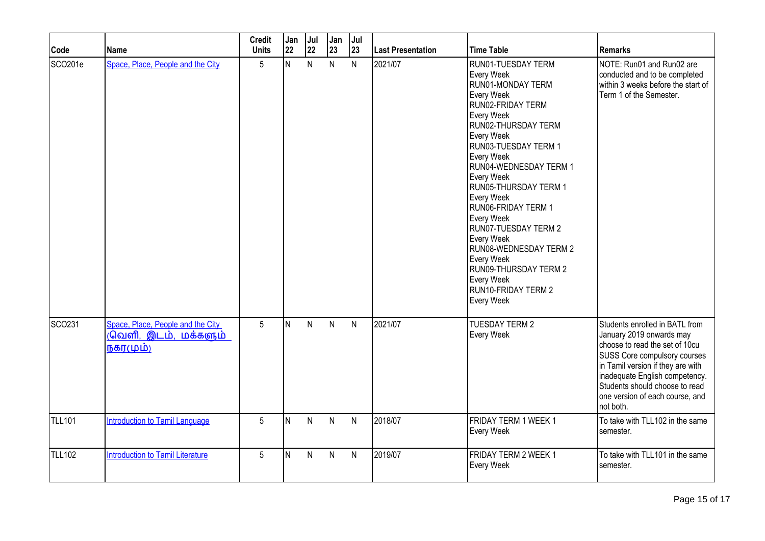| Code | Name | Credit Units | Jan 22 | Jul 22 | Jan 23 | Jul 23 | Last Presentation | Time Table | Remarks |
|---|---|---|---|---|---|---|---|---|---|
| SCO201e | Space, Place, People and the City | 5 | N | N | N | N | 2021/07 | RUN01-TUESDAY TERM<br>Every Week<br>RUN01-MONDAY TERM<br>Every Week<br>RUN02-FRIDAY TERM<br>Every Week<br>RUN02-THURSDAY TERM<br>Every Week<br>RUN03-TUESDAY TERM 1<br>Every Week<br>RUN04-WEDNESDAY TERM 1<br>Every Week<br>RUN05-THURSDAY TERM 1<br>Every Week<br>RUN06-FRIDAY TERM 1<br>Every Week<br>RUN07-TUESDAY TERM 2<br>Every Week<br>RUN08-WEDNESDAY TERM 2<br>Every Week<br>RUN09-THURSDAY TERM 2<br>Every Week<br>RUN10-FRIDAY TERM 2<br>Every Week | NOTE: Run01 and Run02 are conducted and to be completed within 3 weeks before the start of Term 1 of the Semester. |
| SCO231 | Space, Place, People and the City (வெளி, இடம், மக்களும் நகரமும்) | 5 | N | N | N | N | 2021/07 | TUESDAY TERM 2<br>Every Week | Students enrolled in BATL from January 2019 onwards may choose to read the set of 10cu SUSS Core compulsory courses in Tamil version if they are with inadequate English competency. Students should choose to read one version of each course, and not both. |
| TLL101 | Introduction to Tamil Language | 5 | N | N | N | N | 2018/07 | FRIDAY TERM 1 WEEK 1<br>Every Week | To take with TLL102 in the same semester. |
| TLL102 | Introduction to Tamil Literature | 5 | N | N | N | N | 2019/07 | FRIDAY TERM 2 WEEK 1<br>Every Week | To take with TLL101 in the same semester. |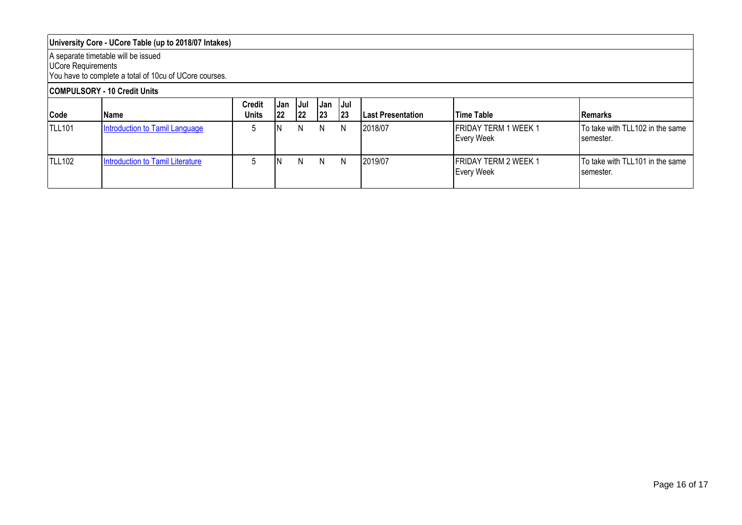**University Core - UCore Table (up to 2018/07 Intakes)**

A separate timetable will be issued
UCore Requirements
You have to complete a total of 10cu of UCore courses.

**COMPULSORY - 10 Credit Units**

| Code | Name | Credit Units | Jan 22 | Jul 22 | Jan 23 | Jul 23 | Last Presentation | Time Table | Remarks |
|---|---|---|---|---|---|---|---|---|---|
| TLL101 | Introduction to Tamil Language | 5 | N | N | N | N | 2018/07 | FRIDAY TERM 1 WEEK 1 Every Week | To take with TLL102 in the same semester. |
| TLL102 | Introduction to Tamil Literature | 5 | N | N | N | N | 2019/07 | FRIDAY TERM 2 WEEK 1 Every Week | To take with TLL101 in the same semester. |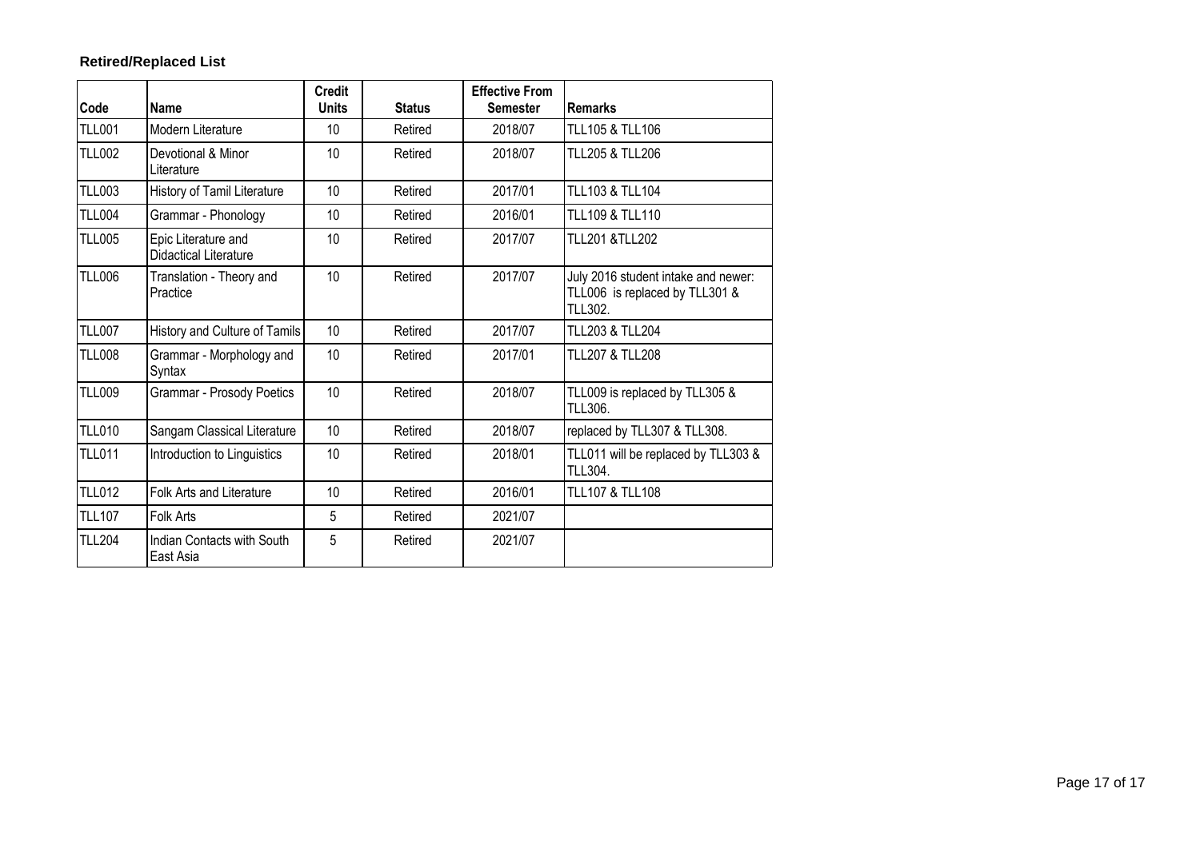**Retired/Replaced List**

| Code | Name | Credit Units | Status | Effective From Semester | Remarks |
|---|---|---|---|---|---|
| TLL001 | Modern Literature | 10 | Retired | 2018/07 | TLL105 & TLL106 |
| TLL002 | Devotional & Minor Literature | 10 | Retired | 2018/07 | TLL205 & TLL206 |
| TLL003 | History of Tamil Literature | 10 | Retired | 2017/01 | TLL103 & TLL104 |
| TLL004 | Grammar - Phonology | 10 | Retired | 2016/01 | TLL109 & TLL110 |
| TLL005 | Epic Literature and Didactical Literature | 10 | Retired | 2017/07 | TLL201 &TLL202 |
| TLL006 | Translation - Theory and Practice | 10 | Retired | 2017/07 | July 2016 student intake and newer: TLL006 is replaced by TLL301 & TLL302. |
| TLL007 | History and Culture of Tamils | 10 | Retired | 2017/07 | TLL203 & TLL204 |
| TLL008 | Grammar - Morphology and Syntax | 10 | Retired | 2017/01 | TLL207 & TLL208 |
| TLL009 | Grammar - Prosody Poetics | 10 | Retired | 2018/07 | TLL009 is replaced by TLL305 & TLL306. |
| TLL010 | Sangam Classical Literature | 10 | Retired | 2018/07 | replaced by TLL307 & TLL308. |
| TLL011 | Introduction to Linguistics | 10 | Retired | 2018/01 | TLL011 will be replaced by TLL303 & TLL304. |
| TLL012 | Folk Arts and Literature | 10 | Retired | 2016/01 | TLL107 & TLL108 |
| TLL107 | Folk Arts | 5 | Retired | 2021/07 | |
| TLL204 | Indian Contacts with South East Asia | 5 | Retired | 2021/07 | |